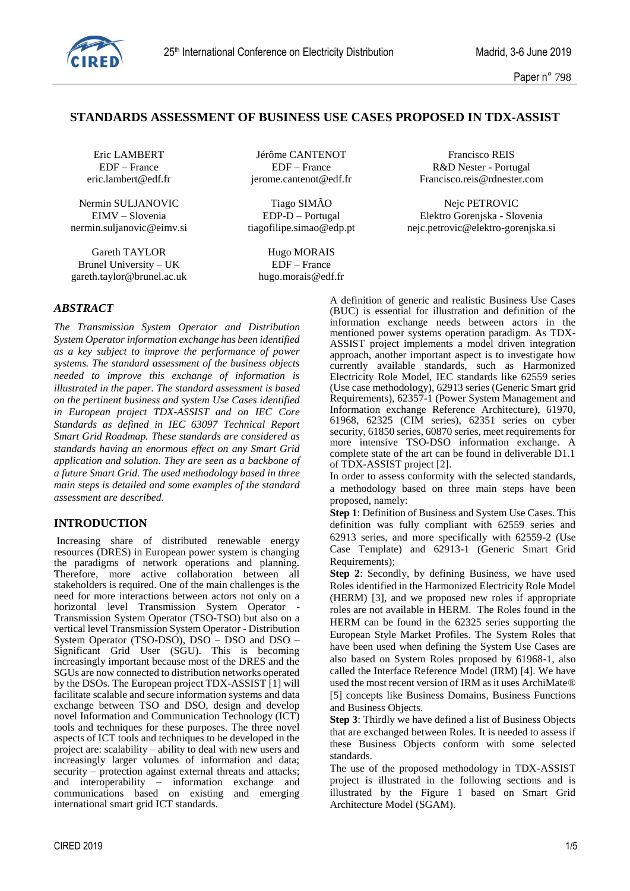# STANDARDS ASSESSMENT OF BUSINESS USE CASES PROPOSED IN TDX-ASSIST

Eric LAMBERT
EDF – France
eric.lambert@edf.fr

Jérôme CANTENOT
EDF – France
jerome.cantenot@edf.fr

Francisco REIS
R&D Nester - Portugal
Francisco.reis@rdnester.com

Nermin SULJANOVIC
EIMV – Slovenia
nermin.suljanovic@eimv.si

Tiago SIMÃO
EDP-D – Portugal
tiagofilipe.simao@edp.pt

Nejc PETROVIC
Elektro Gorenjska - Slovenia
nejc.petrovic@elektro-gorenjska.si

Gareth TAYLOR
Brunel University – UK
gareth.taylor@brunel.ac.uk

Hugo MORAIS
EDF – France
hugo.morais@edf.fr

## *ABSTRACT*

*The Transmission System Operator and Distribution System Operator information exchange has been identified as a key subject to improve the performance of power systems. The standard assessment of the business objects needed to improve this exchange of information is illustrated in the paper. The standard assessment is based on the pertinent business and system Use Cases identified in European project TDX-ASSIST and on IEC Core Standards as defined in IEC 63097 Technical Report Smart Grid Roadmap. These standards are considered as standards having an enormous effect on any Smart Grid application and solution. They are seen as a backbone of a future Smart Grid. The used methodology based in three main steps is detailed and some examples of the standard assessment are described.*

## INTRODUCTION

Increasing share of distributed renewable energy resources (DRES) in European power system is changing the paradigms of network operations and planning. Therefore, more active collaboration between all stakeholders is required. One of the main challenges is the need for more interactions between actors not only on a horizontal level Transmission System Operator - Transmission System Operator (TSO-TSO) but also on a vertical level Transmission System Operator - Distribution System Operator (TSO-DSO), DSO – DSO and DSO – Significant Grid User (SGU). This is becoming increasingly important because most of the DRES and the SGUs are now connected to distribution networks operated by the DSOs. The European project TDX-ASSIST [1] will facilitate scalable and secure information systems and data exchange between TSO and DSO, design and develop novel Information and Communication Technology (ICT) tools and techniques for these purposes. The three novel aspects of ICT tools and techniques to be developed in the project are: scalability – ability to deal with new users and increasingly larger volumes of information and data; security – protection against external threats and attacks; and interoperability – information exchange and communications based on existing and emerging international smart grid ICT standards.

A definition of generic and realistic Business Use Cases (BUC) is essential for illustration and definition of the information exchange needs between actors in the mentioned power systems operation paradigm. As TDX-ASSIST project implements a model driven integration approach, another important aspect is to investigate how currently available standards, such as Harmonized Electricity Role Model, IEC standards like 62559 series (Use case methodology), 62913 series (Generic Smart grid Requirements), 62357-1 (Power System Management and Information exchange Reference Architecture), 61970, 61968, 62325 (CIM series), 62351 series on cyber security, 61850 series, 60870 series, meet requirements for more intensive TSO-DSO information exchange. A complete state of the art can be found in deliverable D1.1 of TDX-ASSIST project [2].

In order to assess conformity with the selected standards, a methodology based on three main steps have been proposed, namely:

**Step 1**: Definition of Business and System Use Cases. This definition was fully compliant with 62559 series and 62913 series, and more specifically with 62559-2 (Use Case Template) and 62913-1 (Generic Smart Grid Requirements);

**Step 2**: Secondly, by defining Business, we have used Roles identified in the Harmonized Electricity Role Model (HERM) [3], and we proposed new roles if appropriate roles are not available in HERM. The Roles found in the HERM can be found in the 62325 series supporting the European Style Market Profiles. The System Roles that have been used when defining the System Use Cases are also based on System Roles proposed by 61968-1, also called the Interface Reference Model (IRM) [4]. We have used the most recent version of IRM as it uses ArchiMate® [5] concepts like Business Domains, Business Functions and Business Objects.

**Step 3**: Thirdly we have defined a list of Business Objects that are exchanged between Roles. It is needed to assess if these Business Objects conform with some selected standards.

The use of the proposed methodology in TDX-ASSIST project is illustrated in the following sections and is illustrated by the Figure 1 based on Smart Grid Architecture Model (SGAM).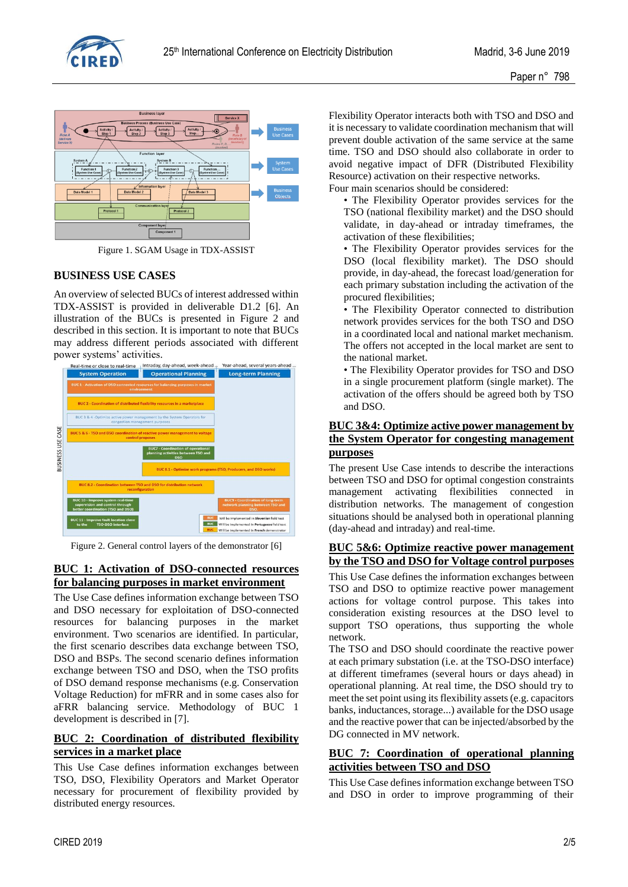Figure 1. SGAM Usage in TDX-ASSIST

## BUSINESS USE CASES

An overview of selected BUCs of interest addressed within TDX-ASSIST is provided in deliverable D1.2 [6]. An illustration of the BUCs is presented in Figure 2 and described in this section. It is important to note that BUCs may address different periods associated with different power systems' activities.

Figure 2. General control layers of the demonstrator [6]

### BUC 1: Activation of DSO-connected resources for balancing purposes in market environment

The Use Case defines information exchange between TSO and DSO necessary for exploitation of DSO-connected resources for balancing purposes in the market environment. Two scenarios are identified. In particular, the first scenario describes data exchange between TSO, DSO and BSPs. The second scenario defines information exchange between TSO and DSO, when the TSO profits of DSO demand response mechanisms (e.g. Conservation Voltage Reduction) for mFRR and in some cases also for aFRR balancing service. Methodology of BUC 1 development is described in [7].

### BUC 2: Coordination of distributed flexibility services in a market place

This Use Case defines information exchanges between TSO, DSO, Flexibility Operators and Market Operator necessary for procurement of flexibility provided by distributed energy resources.

Flexibility Operator interacts both with TSO and DSO and it is necessary to validate coordination mechanism that will prevent double activation of the same service at the same time. TSO and DSO should also collaborate in order to avoid negative impact of DFR (Distributed Flexibility Resource) activation on their respective networks.

Four main scenarios should be considered:

- The Flexibility Operator provides services for the TSO (national flexibility market) and the DSO should validate, in day-ahead or intraday timeframes, the activation of these flexibilities;
- The Flexibility Operator provides services for the DSO (local flexibility market). The DSO should provide, in day-ahead, the forecast load/generation for each primary substation including the activation of the procured flexibilities;
- The Flexibility Operator connected to distribution network provides services for the both TSO and DSO in a coordinated local and national market mechanism. The offers not accepted in the local market are sent to the national market.
- The Flexibility Operator provides for TSO and DSO in a single procurement platform (single market). The activation of the offers should be agreed both by TSO and DSO.

### BUC 3&4: Optimize active power management by the System Operator for congesting management purposes

The present Use Case intends to describe the interactions between TSO and DSO for optimal congestion constraints management activating flexibilities connected in distribution networks. The management of congestion situations should be analysed both in operational planning (day-ahead and intraday) and real-time.

### BUC 5&6: Optimize reactive power management by the TSO and DSO for Voltage control purposes

This Use Case defines the information exchanges between TSO and DSO to optimize reactive power management actions for voltage control purpose. This takes into consideration existing resources at the DSO level to support TSO operations, thus supporting the whole network.

The TSO and DSO should coordinate the reactive power at each primary substation (i.e. at the TSO-DSO interface) at different timeframes (several hours or days ahead) in operational planning. At real time, the DSO should try to meet the set point using its flexibility assets (e.g. capacitors banks, inductances, storage...) available for the DSO usage and the reactive power that can be injected/absorbed by the DG connected in MV network.

### BUC 7: Coordination of operational planning activities between TSO and DSO

This Use Case defines information exchange between TSO and DSO in order to improve programming of their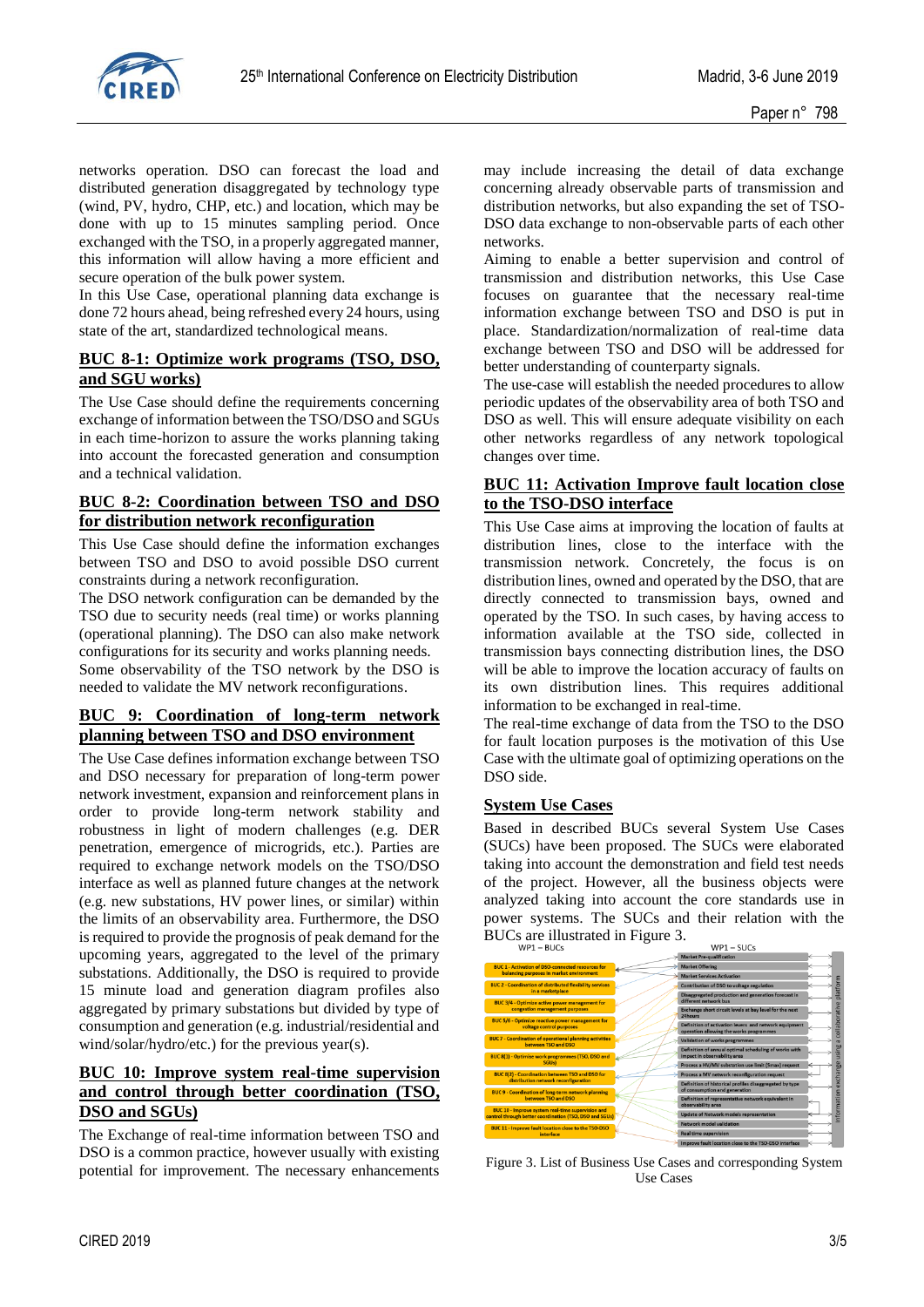networks operation. DSO can forecast the load and distributed generation disaggregated by technology type (wind, PV, hydro, CHP, etc.) and location, which may be done with up to 15 minutes sampling period. Once exchanged with the TSO, in a properly aggregated manner, this information will allow having a more efficient and secure operation of the bulk power system.

In this Use Case, operational planning data exchange is done 72 hours ahead, being refreshed every 24 hours, using state of the art, standardized technological means.

## BUC 8-1: Optimize work programs (TSO, DSO, and SGU works)

The Use Case should define the requirements concerning exchange of information between the TSO/DSO and SGUs in each time-horizon to assure the works planning taking into account the forecasted generation and consumption and a technical validation.

## BUC 8-2: Coordination between TSO and DSO for distribution network reconfiguration

This Use Case should define the information exchanges between TSO and DSO to avoid possible DSO current constraints during a network reconfiguration.

The DSO network configuration can be demanded by the TSO due to security needs (real time) or works planning (operational planning). The DSO can also make network configurations for its security and works planning needs. Some observability of the TSO network by the DSO is needed to validate the MV network reconfigurations.

## BUC 9: Coordination of long-term network planning between TSO and DSO environment

The Use Case defines information exchange between TSO and DSO necessary for preparation of long-term power network investment, expansion and reinforcement plans in order to provide long-term network stability and robustness in light of modern challenges (e.g. DER penetration, emergence of microgrids, etc.). Parties are required to exchange network models on the TSO/DSO interface as well as planned future changes at the network (e.g. new substations, HV power lines, or similar) within the limits of an observability area. Furthermore, the DSO is required to provide the prognosis of peak demand for the upcoming years, aggregated to the level of the primary substations. Additionally, the DSO is required to provide 15 minute load and generation diagram profiles also aggregated by primary substations but divided by type of consumption and generation (e.g. industrial/residential and wind/solar/hydro/etc.) for the previous year(s).

## BUC 10: Improve system real-time supervision and control through better coordination (TSO, DSO and SGUs)

The Exchange of real-time information between TSO and DSO is a common practice, however usually with existing potential for improvement. The necessary enhancements may include increasing the detail of data exchange concerning already observable parts of transmission and distribution networks, but also expanding the set of TSO-DSO data exchange to non-observable parts of each other networks.

Aiming to enable a better supervision and control of transmission and distribution networks, this Use Case focuses on guarantee that the necessary real-time information exchange between TSO and DSO is put in place. Standardization/normalization of real-time data exchange between TSO and DSO will be addressed for better understanding of counterparty signals.

The use-case will establish the needed procedures to allow periodic updates of the observability area of both TSO and DSO as well. This will ensure adequate visibility on each other networks regardless of any network topological changes over time.

## BUC 11: Activation Improve fault location close to the TSO-DSO interface

This Use Case aims at improving the location of faults at distribution lines, close to the interface with the transmission network. Concretely, the focus is on distribution lines, owned and operated by the DSO, that are directly connected to transmission bays, owned and operated by the TSO. In such cases, by having access to information available at the TSO side, collected in transmission bays connecting distribution lines, the DSO will be able to improve the location accuracy of faults on its own distribution lines. This requires additional information to be exchanged in real-time.

The real-time exchange of data from the TSO to the DSO for fault location purposes is the motivation of this Use Case with the ultimate goal of optimizing operations on the DSO side.

## System Use Cases

Based in described BUCs several System Use Cases (SUCs) have been proposed. The SUCs were elaborated taking into account the demonstration and field test needs of the project. However, all the business objects were analyzed taking into account the core standards use in power systems. The SUCs and their relation with the BUCs are illustrated in Figure 3.

Figure 3. List of Business Use Cases and corresponding System Use Cases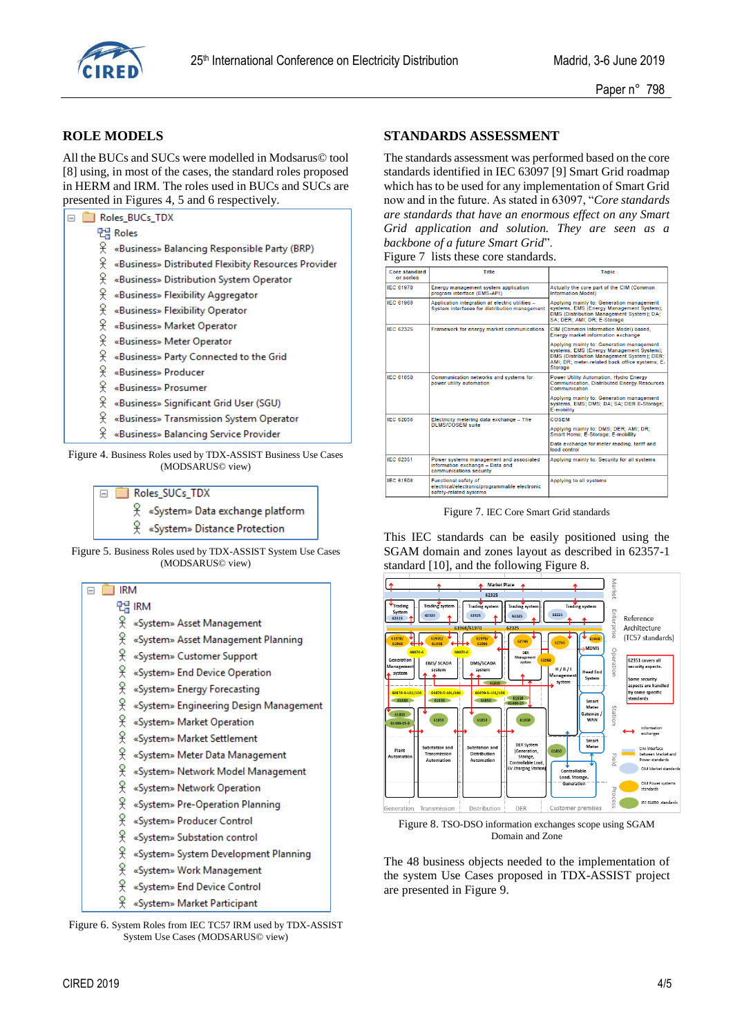## ROLE MODELS

All the BUCs and SUCs were modelled in Modsarus© tool [8] using, in most of the cases, the standard roles proposed in HERM and IRM. The roles used in BUCs and SUCs are presented in Figures 4, 5 and 6 respectively.

- Roles_BUCs_TDX
  - Roles
    - «Business» Balancing Responsible Party (BRP)
    - «Business» Distributed Flexibity Resources Provider
    - «Business» Distribution System Operator
    - «Business» Flexibility Aggregator
    - «Business» Flexibility Operator
    - «Business» Market Operator
    - «Business» Meter Operator
    - «Business» Party Connected to the Grid
    - «Business» Producer
    - «Business» Prosumer
    - «Business» Significant Grid User (SGU)
    - «Business» Transmission System Operator
    - «Business» Balancing Service Provider

Figure 4. Business Roles used by TDX-ASSIST Business Use Cases (MODSARUS© view)

- Roles_SUCs_TDX
  - «System» Data exchange platform
  - «System» Distance Protection

Figure 5. Business Roles used by TDX-ASSIST System Use Cases (MODSARUS© view)

- IRM
  - IRM
    - «System» Asset Management
    - «System» Asset Management Planning
    - «System» Customer Support
    - «System» End Device Operation
    - «System» Energy Forecasting
    - «System» Engineering Design Management
    - «System» Market Operation
    - «System» Market Settlement
    - «System» Meter Data Management
    - «System» Network Model Management
    - «System» Network Operation
    - «System» Pre-Operation Planning
    - «System» Producer Control
    - «System» Substation control
    - «System» System Development Planning
    - «System» Work Management
    - «System» End Device Control
    - «System» Market Participant

Figure 6. System Roles from IEC TC57 IRM used by TDX-ASSIST System Use Cases (MODSARUS© view)

## STANDARDS ASSESSMENT

The standards assessment was performed based on the core standards identified in IEC 63097 [9] Smart Grid roadmap which has to be used for any implementation of Smart Grid now and in the future. As stated in 63097, "*Core standards are standards that have an enormous effect on any Smart Grid application and solution. They are seen as a backbone of a future Smart Grid*". Figure 7 lists these core standards.

| Core standard or series | Title | Topic |
|---|---|---|
| IEC 61970 | Energy management system application program interface (EMS-API) | Actually the core part of the CIM (Common Information Model) |
| IEC 61968 | Application integration at electric utilities – System interfaces for distribution management | Applying mainly to: Generation management systems, EMS (Energy Management System); DMS (Distribution Management System); DA; SA; DER; AMI; DR; E-Storage |
| IEC 62325 | Framework for energy market communications | CIM (Common Information Model) based, Energy market information exchange<br>Applying mainly to: Generation management systems, EMS (Energy Management System); DMS (Distribution Management System); DER; AMI; DR; meter-related back office systems; E-Storage |
| IEC 61850 | Communication networks and systems for power utility automation | Power Utility Automation, Hydro Energy Communication, Distributed Energy Resources Communication<br>Applying mainly to: Generation management systems, EMS; DMS; DA; SA; DER E-Storage; E-mobility |
| IEC 62056 | Electricity metering data exchange – The DLMS/COSEM suite | COSEM<br>Applying mainly to: DMS; DER; AMI; DR; Smart Home; E-Storage; E-mobility<br>Data exchange for meter reading, tariff and load control |
| IEC 62351 | Power systems management and associated information exchange – Data and communications security | Applying mainly to: Security for all systems |
| IEC 61508 | Functional safety of electrical/electronic/programmable electronic safety-related systems | Applying to all systems |

Figure 7. IEC Core Smart Grid standards

This IEC standards can be easily positioned using the SGAM domain and zones layout as described in 62357-1 standard [10], and the following Figure 8.

Figure 8. TSO-DSO information exchanges scope using SGAM Domain and Zone

The 48 business objects needed to the implementation of the system Use Cases proposed in TDX-ASSIST project are presented in Figure 9.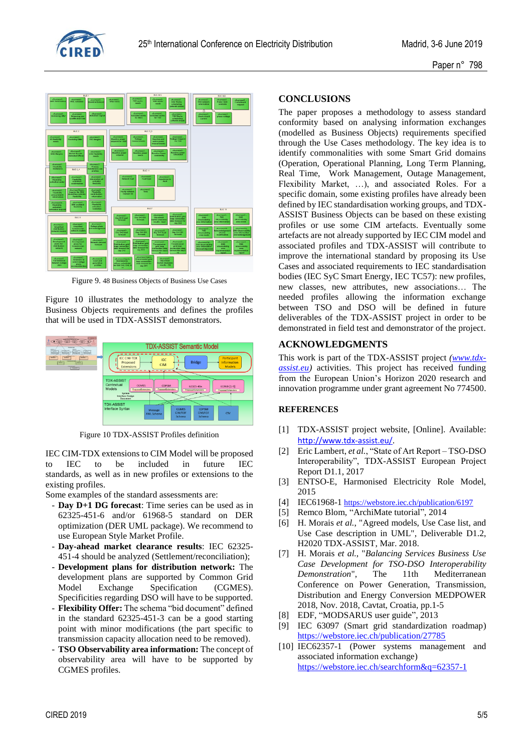Figure 9. 48 Business Objects of Business Use Cases

Figure 10 illustrates the methodology to analyze the Business Objects requirements and defines the profiles that will be used in TDX-ASSIST demonstrators.

Figure 10 TDX-ASSIST Profiles definition

IEC CIM-TDX extensions to CIM Model will be proposed to IEC to be included in future IEC standards, as well as in new profiles or extensions to the existing profiles.

Some examples of the standard assessments are:

- **Day D+1 DG forecast**: Time series can be used as in 62325-451-6 and/or 61968-5 standard on DER optimization (DER UML package). We recommend to use European Style Market Profile.
- **Day-ahead market clearance results**: IEC 62325-451-4 should be analyzed (Settlement/reconciliation);
- **Development plans for distribution network:** The development plans are supported by Common Grid Model Exchange Specification (CGMES). Specificities regarding DSO will have to be supported.
- **Flexibility Offer:** The schema "bid document" defined in the standard 62325-451-3 can be a good starting point with minor modifications (the part specific to transmission capacity allocation need to be removed).
- **TSO Observability area information:** The concept of observability area will have to be supported by CGMES profiles.

## CONCLUSIONS

The paper proposes a methodology to assess standard conformity based on analysing information exchanges (modelled as Business Objects) requirements specified through the Use Cases methodology. The key idea is to identify commonalities with some Smart Grid domains (Operation, Operational Planning, Long Term Planning, Real Time, Work Management, Outage Management, Flexibility Market, …), and associated Roles. For a specific domain, some existing profiles have already been defined by IEC standardisation working groups, and TDX-ASSIST Business Objects can be based on these existing profiles or use some CIM artefacts. Eventually some artefacts are not already supported by IEC CIM model and associated profiles and TDX-ASSIST will contribute to improve the international standard by proposing its Use Cases and associated requirements to IEC standardisation bodies (IEC SyC Smart Energy, IEC TC57): new profiles, new classes, new attributes, new associations… The needed profiles allowing the information exchange between TSO and DSO will be defined in future deliverables of the TDX-ASSIST project in order to be demonstrated in field test and demonstrator of the project.

## ACKNOWLEDGMENTS

This work is part of the TDX-ASSIST project (*www.tdx-assist.eu*) activities. This project has received funding from the European Union's Horizon 2020 research and innovation programme under grant agreement No 774500.

## REFERENCES

[1] TDX-ASSIST project website, [Online]. Available: http://www.tdx-assist.eu/.

[2] Eric Lambert, *et al.*, "State of Art Report – TSO-DSO Interoperability", TDX-ASSIST European Project Report D1.1, 2017

[3] ENTSO-E, Harmonised Electricity Role Model, 2015

[4] IEC61968-1 https://webstore.iec.ch/publication/6197

[5] Remco Blom, "ArchiMate tutorial", 2014

[6] H. Morais *et al.*, "Agreed models, Use Case list, and Use Case description in UML", Deliverable D1.2, H2020 TDX-ASSIST, Mar. 2018.

[7] H. Morais *et al.*, "*Balancing Services Business Use Case Development for TSO-DSO Interoperability Demonstration*", The 11th Mediterranean Conference on Power Generation, Transmission, Distribution and Energy Conversion MEDPOWER 2018, Nov. 2018, Cavtat, Croatia, pp.1-5

[8] EDF, "MODSARUS user guide", 2013

[9] IEC 63097 (Smart grid standardization roadmap) https://webstore.iec.ch/publication/27785

[10] IEC62357-1 (Power systems management and associated information exchange) https://webstore.iec.ch/searchform&q=62357-1